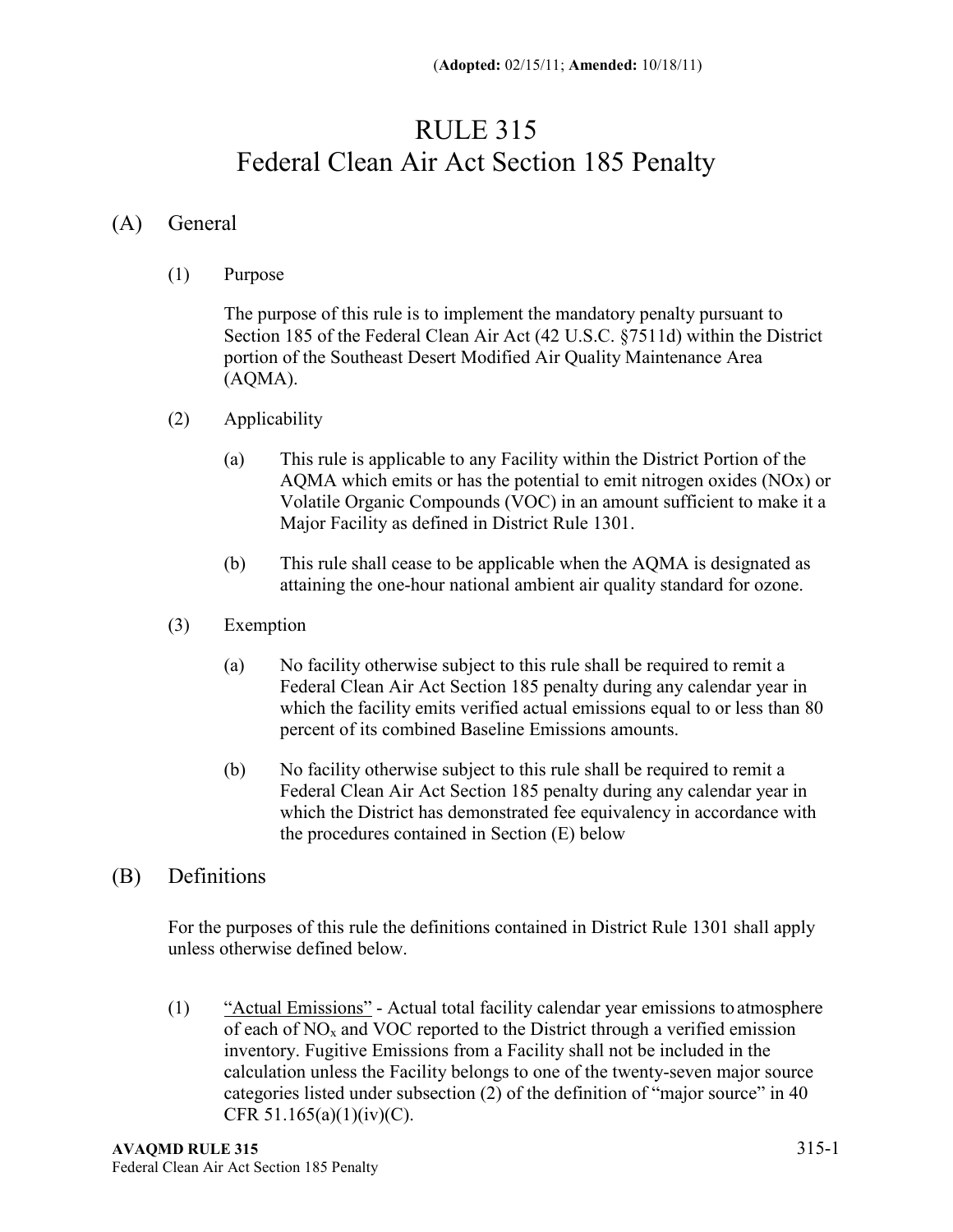(**Adopted:** 02/15/11; **Amended:** 10/18/11)

# RULE 315
# Federal Clean Air Act Section 185 Penalty

## (A) General

(1) Purpose

The purpose of this rule is to implement the mandatory penalty pursuant to Section 185 of the Federal Clean Air Act (42 U.S.C. §7511d) within the District portion of the Southeast Desert Modified Air Quality Maintenance Area (AQMA).

(2) Applicability

(a) This rule is applicable to any Facility within the District Portion of the AQMA which emits or has the potential to emit nitrogen oxides (NOx) or Volatile Organic Compounds (VOC) in an amount sufficient to make it a Major Facility as defined in District Rule 1301.

(b) This rule shall cease to be applicable when the AQMA is designated as attaining the one-hour national ambient air quality standard for ozone.

(3) Exemption

(a) No facility otherwise subject to this rule shall be required to remit a Federal Clean Air Act Section 185 penalty during any calendar year in which the facility emits verified actual emissions equal to or less than 80 percent of its combined Baseline Emissions amounts.

(b) No facility otherwise subject to this rule shall be required to remit a Federal Clean Air Act Section 185 penalty during any calendar year in which the District has demonstrated fee equivalency in accordance with the procedures contained in Section (E) below

## (B) Definitions

For the purposes of this rule the definitions contained in District Rule 1301 shall apply unless otherwise defined below.

(1) "Actual Emissions" - Actual total facility calendar year emissions to atmosphere of each of $NO_x$ and VOC reported to the District through a verified emission inventory. Fugitive Emissions from a Facility shall not be included in the calculation unless the Facility belongs to one of the twenty-seven major source categories listed under subsection (2) of the definition of "major source" in 40 CFR 51.165(a)(1)(iv)(C).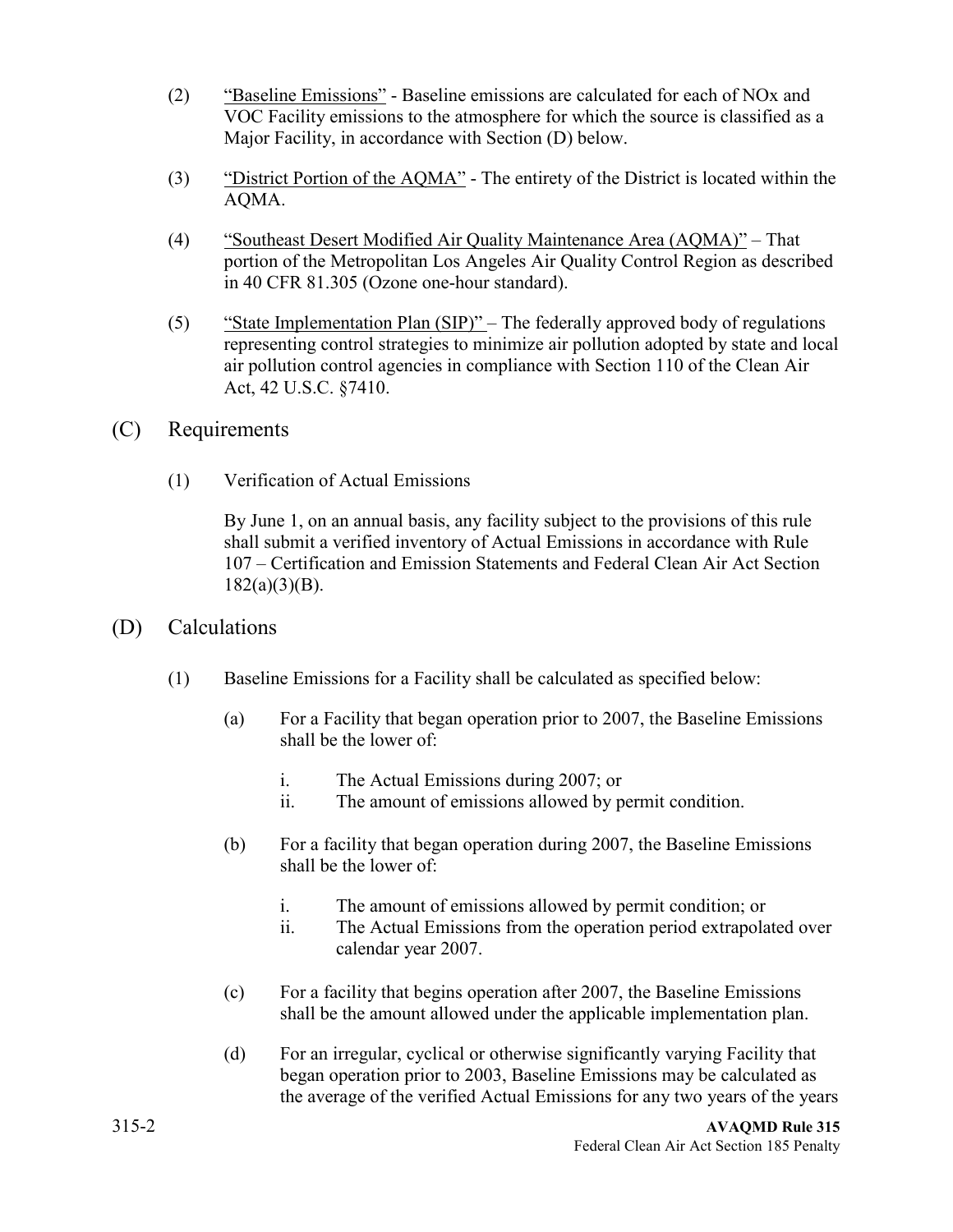(2) "Baseline Emissions" - Baseline emissions are calculated for each of NOx and VOC Facility emissions to the atmosphere for which the source is classified as a Major Facility, in accordance with Section (D) below.

(3) "District Portion of the AQMA" - The entirety of the District is located within the AQMA.

(4) "Southeast Desert Modified Air Quality Maintenance Area (AQMA)" – That portion of the Metropolitan Los Angeles Air Quality Control Region as described in 40 CFR 81.305 (Ozone one-hour standard).

(5) "State Implementation Plan (SIP)" – The federally approved body of regulations representing control strategies to minimize air pollution adopted by state and local air pollution control agencies in compliance with Section 110 of the Clean Air Act, 42 U.S.C. §7410.

## (C) Requirements

(1) Verification of Actual Emissions

By June 1, on an annual basis, any facility subject to the provisions of this rule shall submit a verified inventory of Actual Emissions in accordance with Rule 107 – Certification and Emission Statements and Federal Clean Air Act Section 182(a)(3)(B).

## (D) Calculations

(1) Baseline Emissions for a Facility shall be calculated as specified below:

(a) For a Facility that began operation prior to 2007, the Baseline Emissions shall be the lower of:

i. The Actual Emissions during 2007; or
ii. The amount of emissions allowed by permit condition.

(b) For a facility that began operation during 2007, the Baseline Emissions shall be the lower of:

i. The amount of emissions allowed by permit condition; or
ii. The Actual Emissions from the operation period extrapolated over calendar year 2007.

(c) For a facility that begins operation after 2007, the Baseline Emissions shall be the amount allowed under the applicable implementation plan.

(d) For an irregular, cyclical or otherwise significantly varying Facility that began operation prior to 2003, Baseline Emissions may be calculated as the average of the verified Actual Emissions for any two years of the years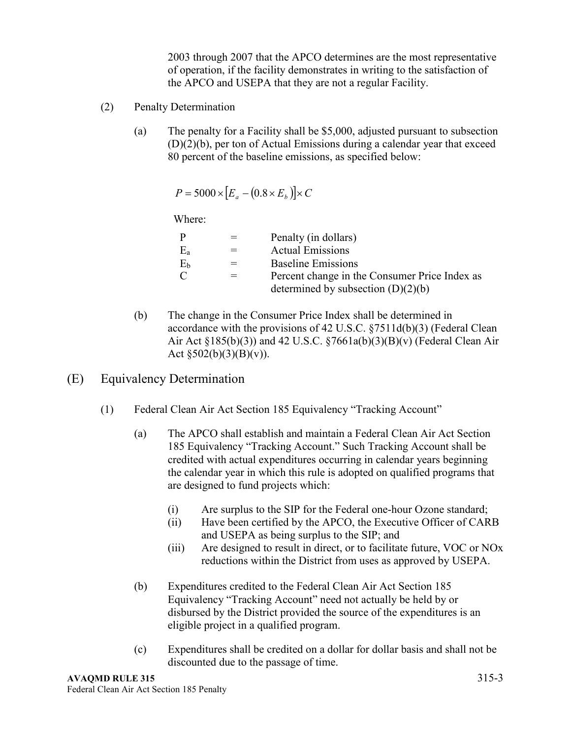2003 through 2007 that the APCO determines are the most representative of operation, if the facility demonstrates in writing to the satisfaction of the APCO and USEPA that they are not a regular Facility.

(2) Penalty Determination

(a) The penalty for a Facility shall be \$5,000, adjusted pursuant to subsection (D)(2)(b), per ton of Actual Emissions during a calendar year that exceed 80 percent of the baseline emissions, as specified below:

$$P = 5000 \times \left[E_a - \left(0.8 \times E_b\right)\right] \times C$$

Where:

| | | |
|---|---|---|
| P | = | Penalty (in dollars) |
| $E_a$ | = | Actual Emissions |
| $E_b$ | = | Baseline Emissions |
| C | = | Percent change in the Consumer Price Index as determined by subsection (D)(2)(b) |

(b) The change in the Consumer Price Index shall be determined in accordance with the provisions of 42 U.S.C. §7511d(b)(3) (Federal Clean Air Act §185(b)(3)) and 42 U.S.C. §7661a(b)(3)(B)(v) (Federal Clean Air Act §502(b)(3)(B)(v)).

## (E) Equivalency Determination

(1) Federal Clean Air Act Section 185 Equivalency "Tracking Account"

(a) The APCO shall establish and maintain a Federal Clean Air Act Section 185 Equivalency "Tracking Account." Such Tracking Account shall be credited with actual expenditures occurring in calendar years beginning the calendar year in which this rule is adopted on qualified programs that are designed to fund projects which:

(i) Are surplus to the SIP for the Federal one-hour Ozone standard;

(ii) Have been certified by the APCO, the Executive Officer of CARB and USEPA as being surplus to the SIP; and

(iii) Are designed to result in direct, or to facilitate future, VOC or NOx reductions within the District from uses as approved by USEPA.

(b) Expenditures credited to the Federal Clean Air Act Section 185 Equivalency "Tracking Account" need not actually be held by or disbursed by the District provided the source of the expenditures is an eligible project in a qualified program.

(c) Expenditures shall be credited on a dollar for dollar basis and shall not be discounted due to the passage of time.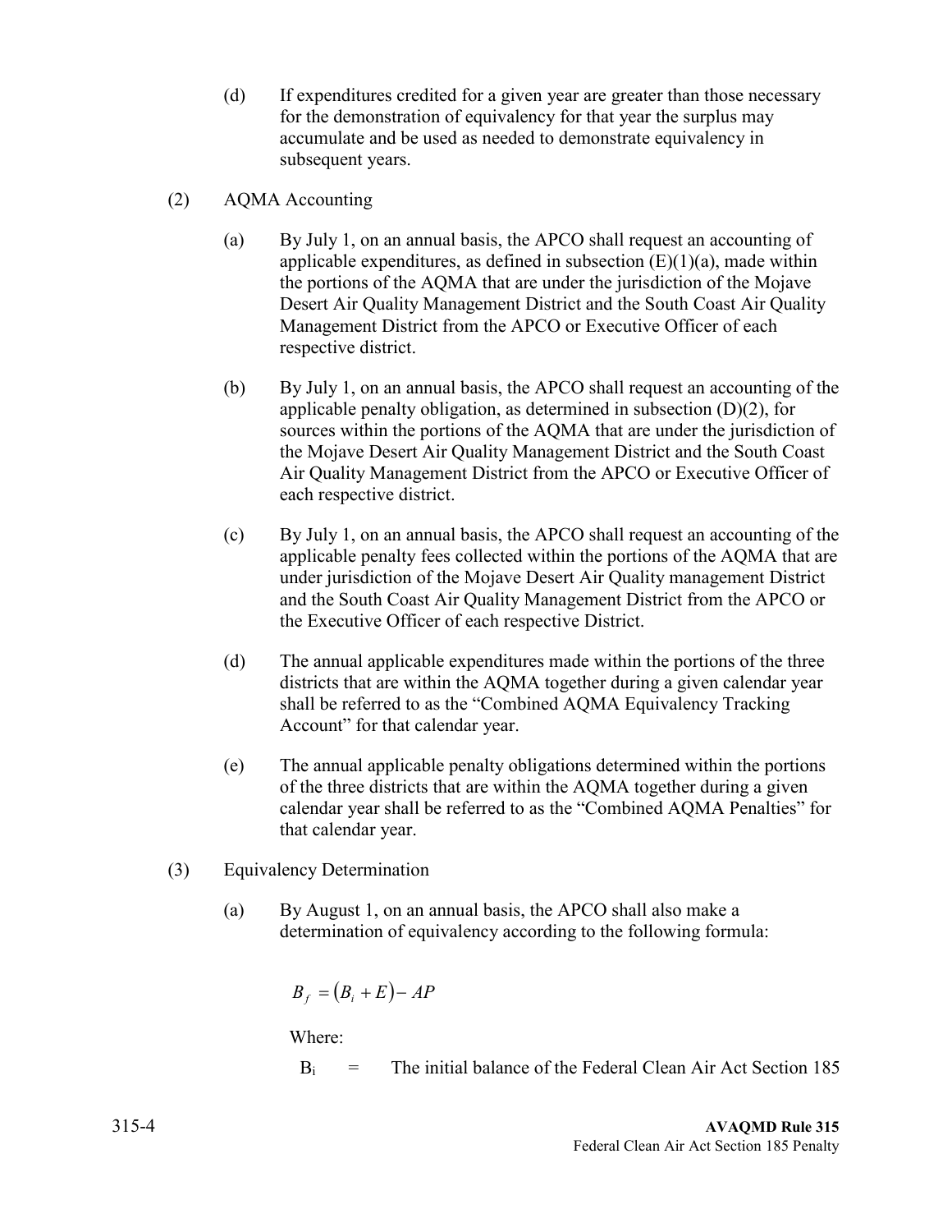(d) If expenditures credited for a given year are greater than those necessary for the demonstration of equivalency for that year the surplus may accumulate and be used as needed to demonstrate equivalency in subsequent years.

(2) AQMA Accounting

(a) By July 1, on an annual basis, the APCO shall request an accounting of applicable expenditures, as defined in subsection (E)(1)(a), made within the portions of the AQMA that are under the jurisdiction of the Mojave Desert Air Quality Management District and the South Coast Air Quality Management District from the APCO or Executive Officer of each respective district.

(b) By July 1, on an annual basis, the APCO shall request an accounting of the applicable penalty obligation, as determined in subsection (D)(2), for sources within the portions of the AQMA that are under the jurisdiction of the Mojave Desert Air Quality Management District and the South Coast Air Quality Management District from the APCO or Executive Officer of each respective district.

(c) By July 1, on an annual basis, the APCO shall request an accounting of the applicable penalty fees collected within the portions of the AQMA that are under jurisdiction of the Mojave Desert Air Quality management District and the South Coast Air Quality Management District from the APCO or the Executive Officer of each respective District.

(d) The annual applicable expenditures made within the portions of the three districts that are within the AQMA together during a given calendar year shall be referred to as the "Combined AQMA Equivalency Tracking Account" for that calendar year.

(e) The annual applicable penalty obligations determined within the portions of the three districts that are within the AQMA together during a given calendar year shall be referred to as the "Combined AQMA Penalties" for that calendar year.

(3) Equivalency Determination

(a) By August 1, on an annual basis, the APCO shall also make a determination of equivalency according to the following formula:

$$B_f = (B_i + E) - AP$$

Where:

$B_i$ = The initial balance of the Federal Clean Air Act Section 185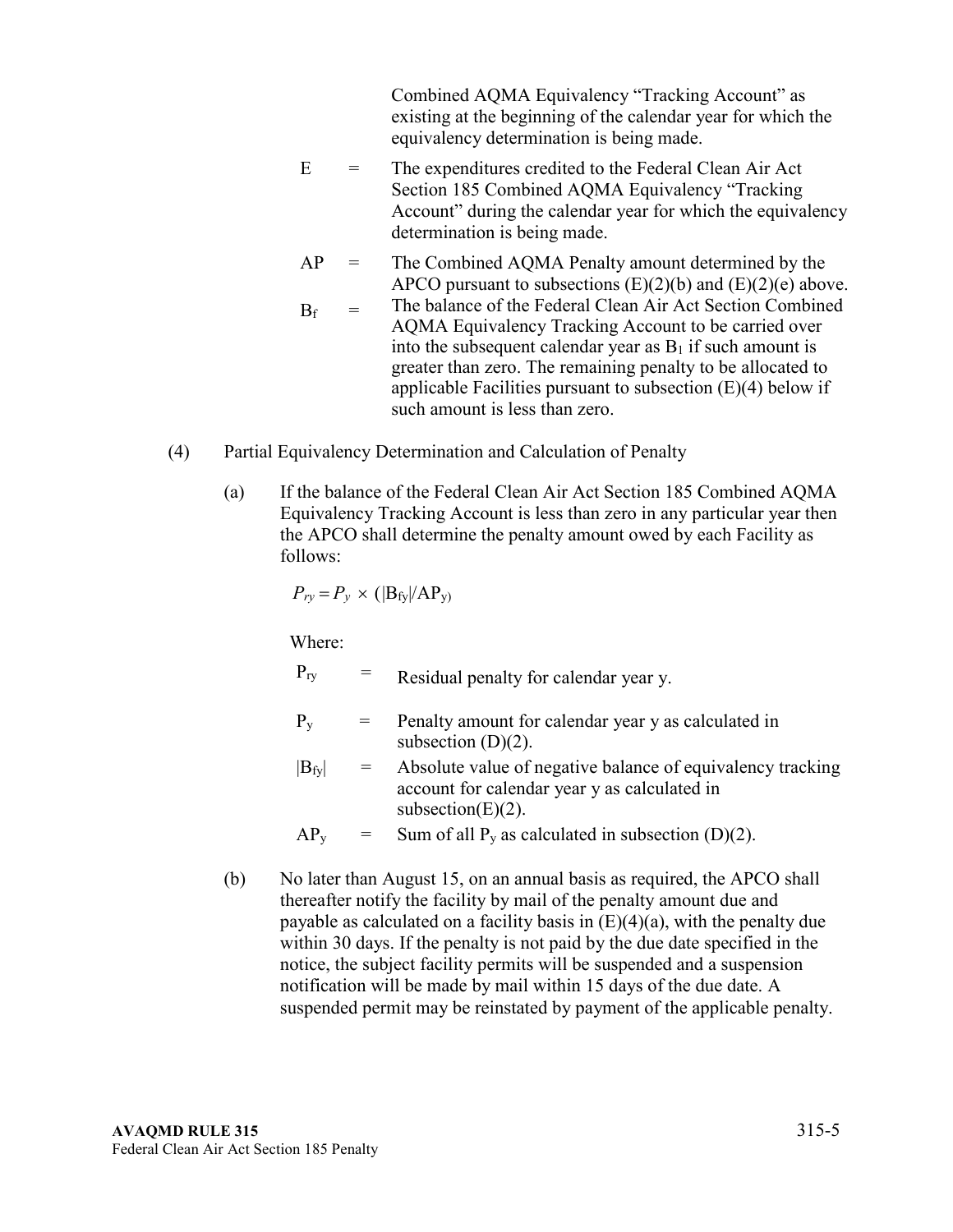Combined AQMA Equivalency "Tracking Account" as existing at the beginning of the calendar year for which the equivalency determination is being made.

$E$ = The expenditures credited to the Federal Clean Air Act Section 185 Combined AQMA Equivalency "Tracking Account" during the calendar year for which the equivalency determination is being made.

$AP$ = The Combined AQMA Penalty amount determined by the APCO pursuant to subsections (E)(2)(b) and (E)(2)(e) above.

$B_f$ = The balance of the Federal Clean Air Act Section Combined AQMA Equivalency Tracking Account to be carried over into the subsequent calendar year as $B_1$ if such amount is greater than zero. The remaining penalty to be allocated to applicable Facilities pursuant to subsection (E)(4) below if such amount is less than zero.

(4) Partial Equivalency Determination and Calculation of Penalty

(a) If the balance of the Federal Clean Air Act Section 185 Combined AQMA Equivalency Tracking Account is less than zero in any particular year then the APCO shall determine the penalty amount owed by each Facility as follows:

$$P_{ry} = P_y \times (|B_{fy}|/AP_y)$$

Where:

$P_{ry}$ = Residual penalty for calendar year y.

$P_y$ = Penalty amount for calendar year y as calculated in subsection (D)(2).

$|B_{fy}|$ = Absolute value of negative balance of equivalency tracking account for calendar year y as calculated in subsection(E)(2).

$AP_y$ = Sum of all $P_y$ as calculated in subsection (D)(2).

(b) No later than August 15, on an annual basis as required, the APCO shall thereafter notify the facility by mail of the penalty amount due and payable as calculated on a facility basis in (E)(4)(a), with the penalty due within 30 days. If the penalty is not paid by the due date specified in the notice, the subject facility permits will be suspended and a suspension notification will be made by mail within 15 days of the due date. A suspended permit may be reinstated by payment of the applicable penalty.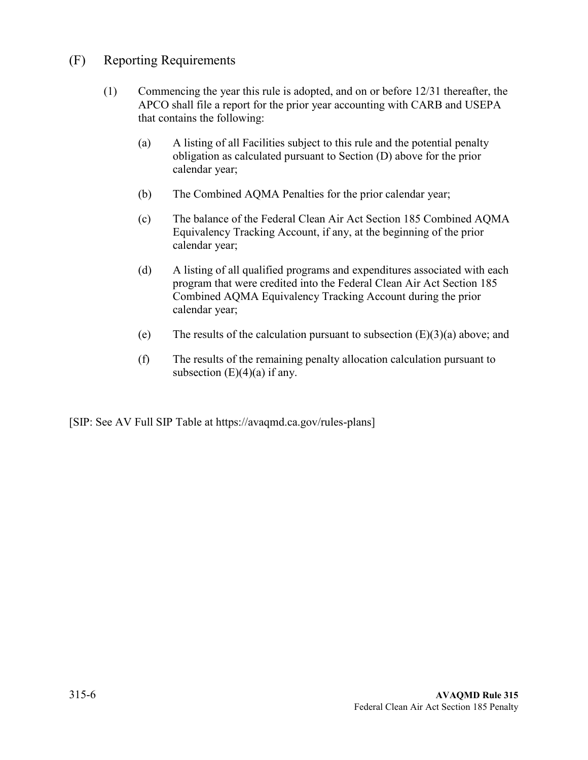## (F) Reporting Requirements

(1) Commencing the year this rule is adopted, and on or before 12/31 thereafter, the APCO shall file a report for the prior year accounting with CARB and USEPA that contains the following:

(a) A listing of all Facilities subject to this rule and the potential penalty obligation as calculated pursuant to Section (D) above for the prior calendar year;

(b) The Combined AQMA Penalties for the prior calendar year;

(c) The balance of the Federal Clean Air Act Section 185 Combined AQMA Equivalency Tracking Account, if any, at the beginning of the prior calendar year;

(d) A listing of all qualified programs and expenditures associated with each program that were credited into the Federal Clean Air Act Section 185 Combined AQMA Equivalency Tracking Account during the prior calendar year;

(e) The results of the calculation pursuant to subsection (E)(3)(a) above; and

(f) The results of the remaining penalty allocation calculation pursuant to subsection (E)(4)(a) if any.

[SIP: See AV Full SIP Table at https://avaqmd.ca.gov/rules-plans]